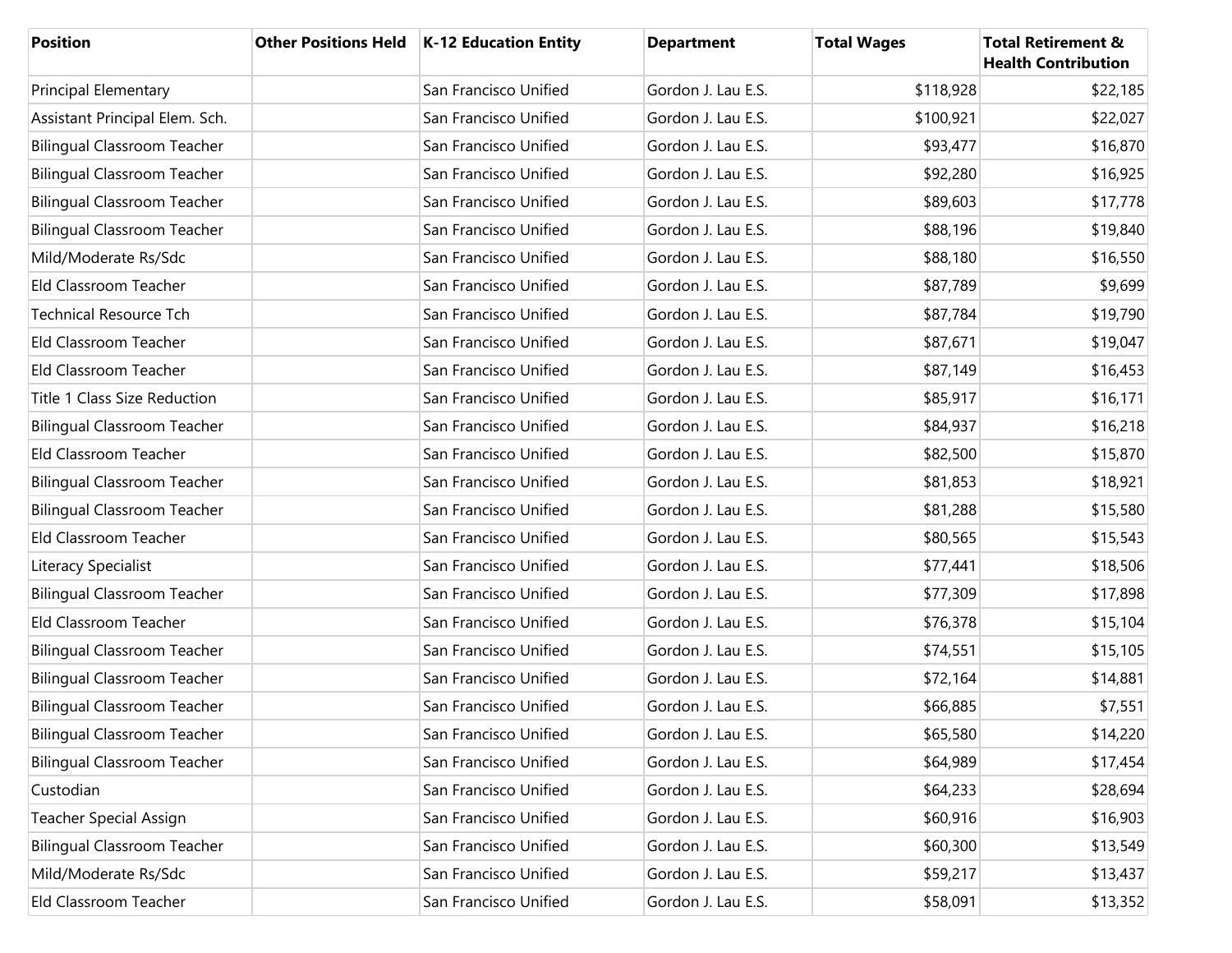| Position | Other Positions Held | K-12 Education Entity | Department | Total Wages | Total Retirement & Health Contribution |
|---|---|---|---|---|---|
| Principal Elementary | | San Francisco Unified | Gordon J. Lau E.S. | $118,928 | $22,185 |
| Assistant Principal Elem. Sch. | | San Francisco Unified | Gordon J. Lau E.S. | $100,921 | $22,027 |
| Bilingual Classroom Teacher | | San Francisco Unified | Gordon J. Lau E.S. | $93,477 | $16,870 |
| Bilingual Classroom Teacher | | San Francisco Unified | Gordon J. Lau E.S. | $92,280 | $16,925 |
| Bilingual Classroom Teacher | | San Francisco Unified | Gordon J. Lau E.S. | $89,603 | $17,778 |
| Bilingual Classroom Teacher | | San Francisco Unified | Gordon J. Lau E.S. | $88,196 | $19,840 |
| Mild/Moderate Rs/Sdc | | San Francisco Unified | Gordon J. Lau E.S. | $88,180 | $16,550 |
| Eld Classroom Teacher | | San Francisco Unified | Gordon J. Lau E.S. | $87,789 | $9,699 |
| Technical Resource Tch | | San Francisco Unified | Gordon J. Lau E.S. | $87,784 | $19,790 |
| Eld Classroom Teacher | | San Francisco Unified | Gordon J. Lau E.S. | $87,671 | $19,047 |
| Eld Classroom Teacher | | San Francisco Unified | Gordon J. Lau E.S. | $87,149 | $16,453 |
| Title 1 Class Size Reduction | | San Francisco Unified | Gordon J. Lau E.S. | $85,917 | $16,171 |
| Bilingual Classroom Teacher | | San Francisco Unified | Gordon J. Lau E.S. | $84,937 | $16,218 |
| Eld Classroom Teacher | | San Francisco Unified | Gordon J. Lau E.S. | $82,500 | $15,870 |
| Bilingual Classroom Teacher | | San Francisco Unified | Gordon J. Lau E.S. | $81,853 | $18,921 |
| Bilingual Classroom Teacher | | San Francisco Unified | Gordon J. Lau E.S. | $81,288 | $15,580 |
| Eld Classroom Teacher | | San Francisco Unified | Gordon J. Lau E.S. | $80,565 | $15,543 |
| Literacy Specialist | | San Francisco Unified | Gordon J. Lau E.S. | $77,441 | $18,506 |
| Bilingual Classroom Teacher | | San Francisco Unified | Gordon J. Lau E.S. | $77,309 | $17,898 |
| Eld Classroom Teacher | | San Francisco Unified | Gordon J. Lau E.S. | $76,378 | $15,104 |
| Bilingual Classroom Teacher | | San Francisco Unified | Gordon J. Lau E.S. | $74,551 | $15,105 |
| Bilingual Classroom Teacher | | San Francisco Unified | Gordon J. Lau E.S. | $72,164 | $14,881 |
| Bilingual Classroom Teacher | | San Francisco Unified | Gordon J. Lau E.S. | $66,885 | $7,551 |
| Bilingual Classroom Teacher | | San Francisco Unified | Gordon J. Lau E.S. | $65,580 | $14,220 |
| Bilingual Classroom Teacher | | San Francisco Unified | Gordon J. Lau E.S. | $64,989 | $17,454 |
| Custodian | | San Francisco Unified | Gordon J. Lau E.S. | $64,233 | $28,694 |
| Teacher Special Assign | | San Francisco Unified | Gordon J. Lau E.S. | $60,916 | $16,903 |
| Bilingual Classroom Teacher | | San Francisco Unified | Gordon J. Lau E.S. | $60,300 | $13,549 |
| Mild/Moderate Rs/Sdc | | San Francisco Unified | Gordon J. Lau E.S. | $59,217 | $13,437 |
| Eld Classroom Teacher | | San Francisco Unified | Gordon J. Lau E.S. | $58,091 | $13,352 |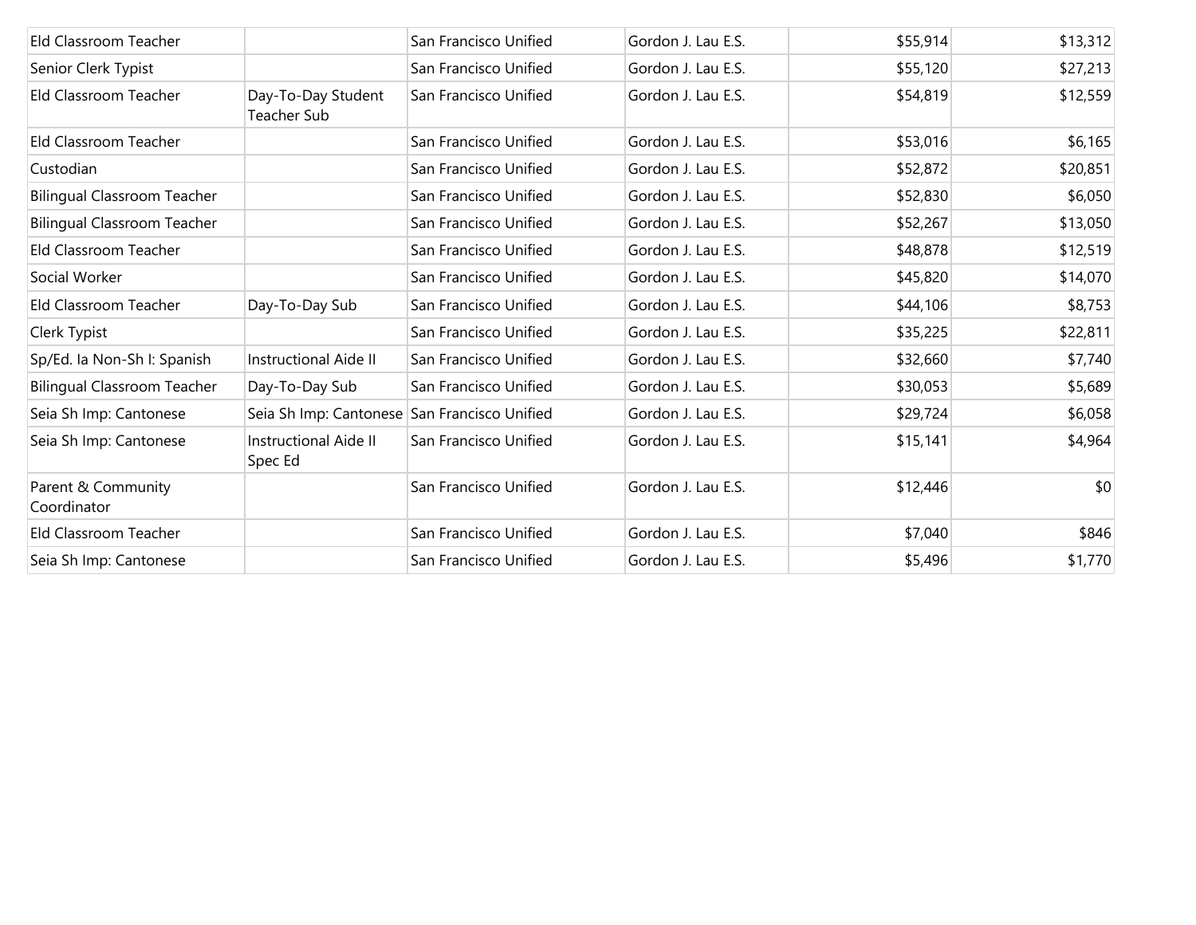| | | | | | |
|---|---|---|---|---|---|
| Eld Classroom Teacher | | San Francisco Unified | Gordon J. Lau E.S. | $55,914 | $13,312 |
| Senior Clerk Typist | | San Francisco Unified | Gordon J. Lau E.S. | $55,120 | $27,213 |
| Eld Classroom Teacher | Day-To-Day Student Teacher Sub | San Francisco Unified | Gordon J. Lau E.S. | $54,819 | $12,559 |
| Eld Classroom Teacher | | San Francisco Unified | Gordon J. Lau E.S. | $53,016 | $6,165 |
| Custodian | | San Francisco Unified | Gordon J. Lau E.S. | $52,872 | $20,851 |
| Bilingual Classroom Teacher | | San Francisco Unified | Gordon J. Lau E.S. | $52,830 | $6,050 |
| Bilingual Classroom Teacher | | San Francisco Unified | Gordon J. Lau E.S. | $52,267 | $13,050 |
| Eld Classroom Teacher | | San Francisco Unified | Gordon J. Lau E.S. | $48,878 | $12,519 |
| Social Worker | | San Francisco Unified | Gordon J. Lau E.S. | $45,820 | $14,070 |
| Eld Classroom Teacher | Day-To-Day Sub | San Francisco Unified | Gordon J. Lau E.S. | $44,106 | $8,753 |
| Clerk Typist | | San Francisco Unified | Gordon J. Lau E.S. | $35,225 | $22,811 |
| Sp/Ed. Ia Non-Sh I: Spanish | Instructional Aide II | San Francisco Unified | Gordon J. Lau E.S. | $32,660 | $7,740 |
| Bilingual Classroom Teacher | Day-To-Day Sub | San Francisco Unified | Gordon J. Lau E.S. | $30,053 | $5,689 |
| Seia Sh Imp: Cantonese | Seia Sh Imp: Cantonese | San Francisco Unified | Gordon J. Lau E.S. | $29,724 | $6,058 |
| Seia Sh Imp: Cantonese | Instructional Aide II Spec Ed | San Francisco Unified | Gordon J. Lau E.S. | $15,141 | $4,964 |
| Parent & Community Coordinator | | San Francisco Unified | Gordon J. Lau E.S. | $12,446 | $0 |
| Eld Classroom Teacher | | San Francisco Unified | Gordon J. Lau E.S. | $7,040 | $846 |
| Seia Sh Imp: Cantonese | | San Francisco Unified | Gordon J. Lau E.S. | $5,496 | $1,770 |